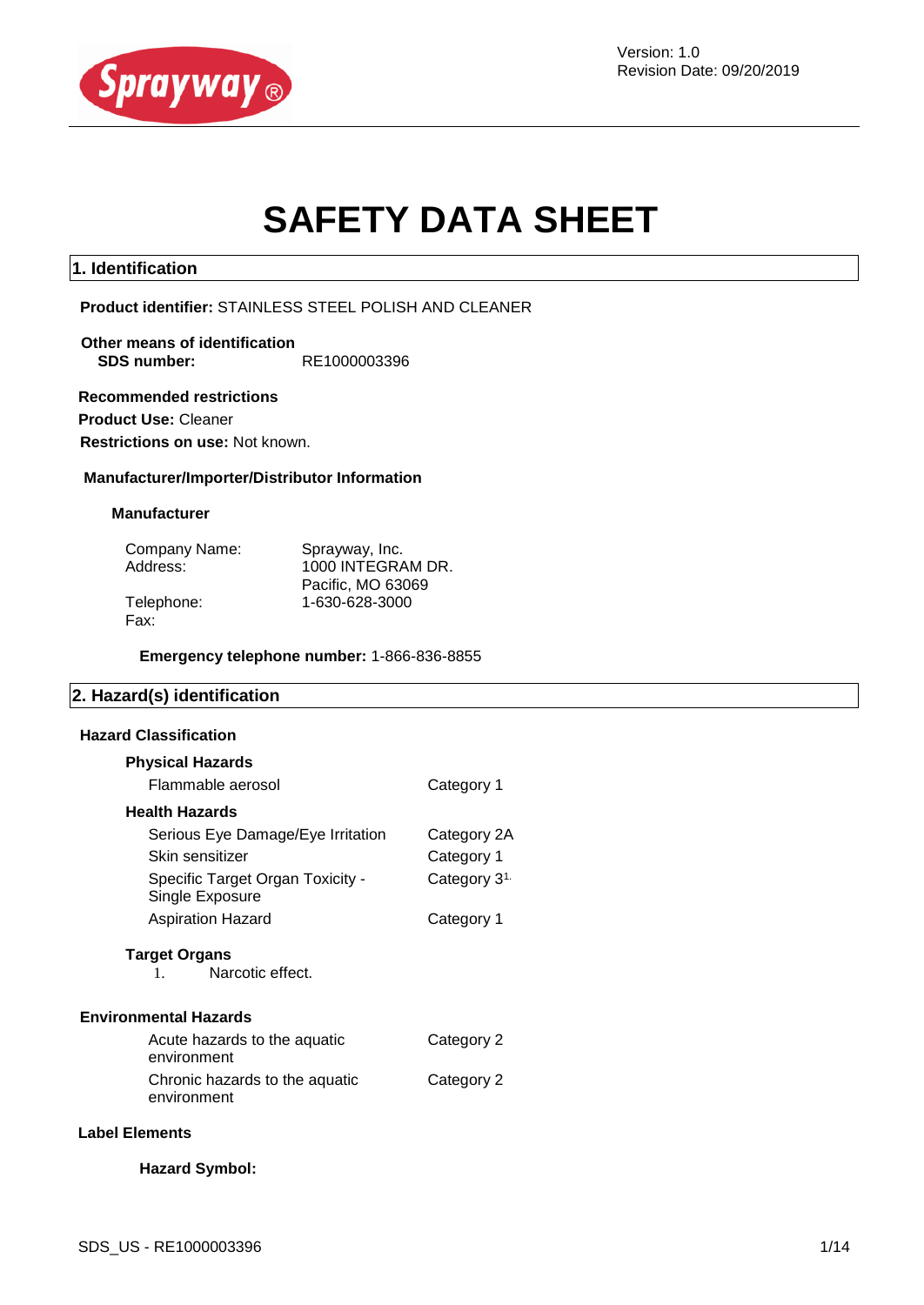Version: 1.0
Revision Date: 09/20/2019

# SAFETY DATA SHEET

## 1. Identification

**Product identifier:** STAINLESS STEEL POLISH AND CLEANER

**Other means of identification**
**SDS number:** RE1000003396

**Recommended restrictions**
**Product Use:** Cleaner
**Restrictions on use:** Not known.

**Manufacturer/Importer/Distributor Information**

**Manufacturer**

| | |
|---|---|
| Company Name: | Sprayway, Inc. |
| Address: | 1000 INTEGRAM DR. Pacific, MO 63069 |
| Telephone: | 1-630-628-3000 |
| Fax: | |

**Emergency telephone number:** 1-866-836-8855

## 2. Hazard(s) identification

**Hazard Classification**

**Physical Hazards**

| | |
|---|---|
| Flammable aerosol | Category 1 |

**Health Hazards**

| | |
|---|---|
| Serious Eye Damage/Eye Irritation | Category 2A |
| Skin sensitizer | Category 1 |
| Specific Target Organ Toxicity - Single Exposure | Category 3[1.] |
| Aspiration Hazard | Category 1 |

**Target Organs**

1. Narcotic effect.

**Environmental Hazards**

| | |
|---|---|
| Acute hazards to the aquatic environment | Category 2 |
| Chronic hazards to the aquatic environment | Category 2 |

**Label Elements**

**Hazard Symbol:**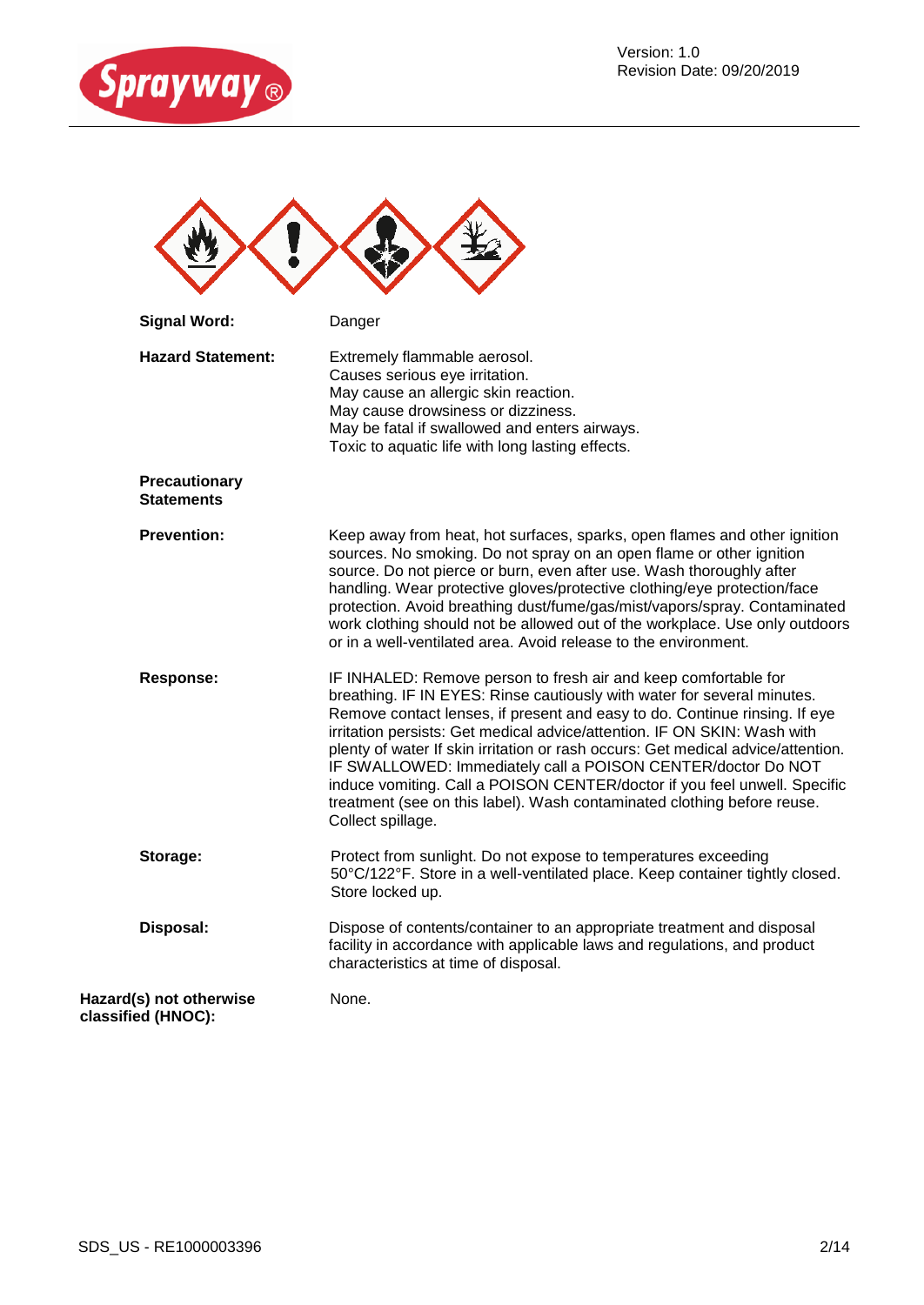**Signal Word:** Danger

**Hazard Statement:**
Extremely flammable aerosol.
Causes serious eye irritation.
May cause an allergic skin reaction.
May cause drowsiness or dizziness.
May be fatal if swallowed and enters airways.
Toxic to aquatic life with long lasting effects.

**Precautionary Statements**

**Prevention:** Keep away from heat, hot surfaces, sparks, open flames and other ignition sources. No smoking. Do not spray on an open flame or other ignition source. Do not pierce or burn, even after use. Wash thoroughly after handling. Wear protective gloves/protective clothing/eye protection/face protection. Avoid breathing dust/fume/gas/mist/vapors/spray. Contaminated work clothing should not be allowed out of the workplace. Use only outdoors or in a well-ventilated area. Avoid release to the environment.

**Response:** IF INHALED: Remove person to fresh air and keep comfortable for breathing. IF IN EYES: Rinse cautiously with water for several minutes. Remove contact lenses, if present and easy to do. Continue rinsing. If eye irritation persists: Get medical advice/attention. IF ON SKIN: Wash with plenty of water If skin irritation or rash occurs: Get medical advice/attention. IF SWALLOWED: Immediately call a POISON CENTER/doctor Do NOT induce vomiting. Call a POISON CENTER/doctor if you feel unwell. Specific treatment (see on this label). Wash contaminated clothing before reuse. Collect spillage.

**Storage:** Protect from sunlight. Do not expose to temperatures exceeding 50°C/122°F. Store in a well-ventilated place. Keep container tightly closed. Store locked up.

**Disposal:** Dispose of contents/container to an appropriate treatment and disposal facility in accordance with applicable laws and regulations, and product characteristics at time of disposal.

**Hazard(s) not otherwise classified (HNOC):** None.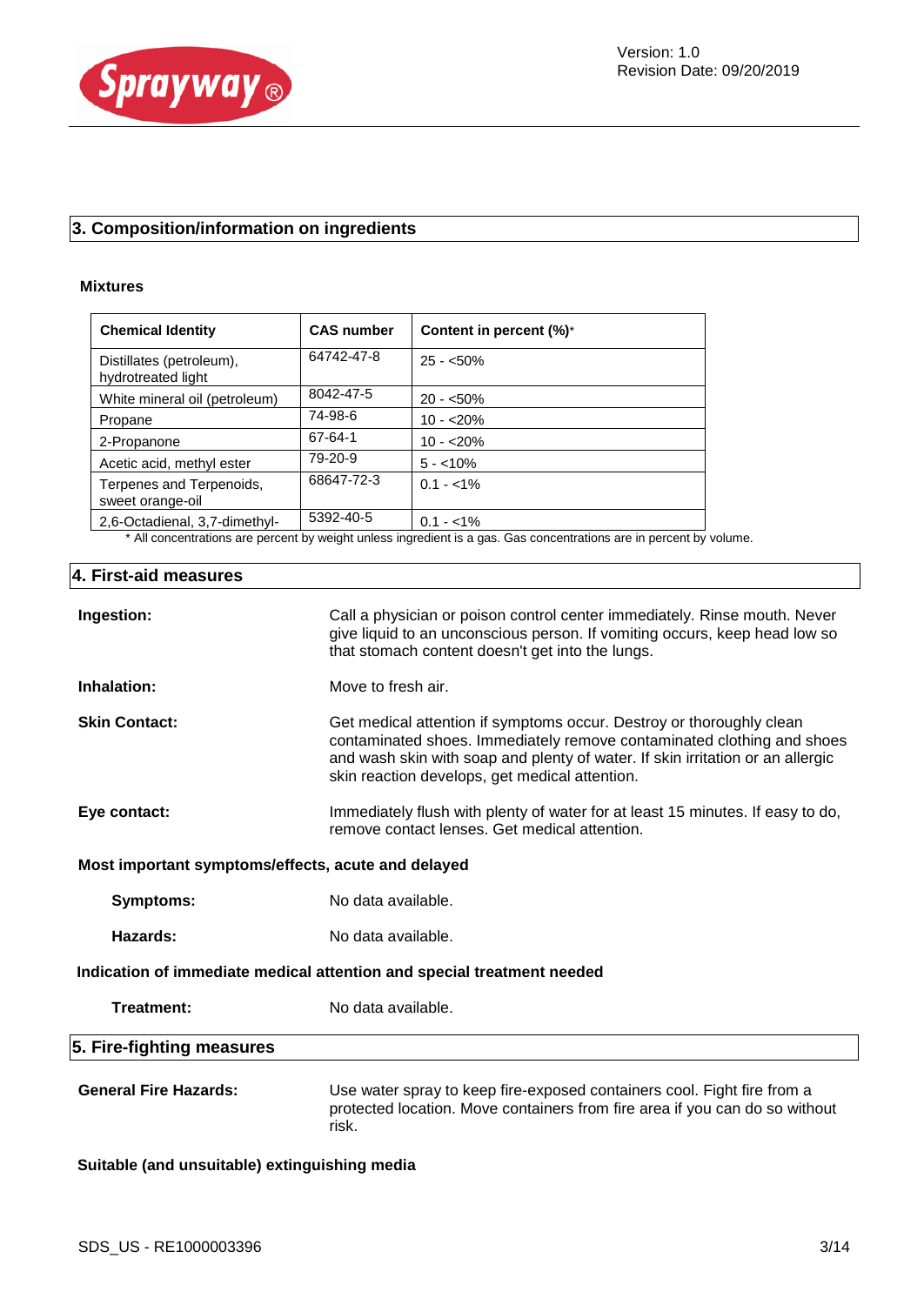## 3. Composition/information on ingredients

### Mixtures

| Chemical Identity | CAS number | Content in percent (%)* |
|---|---|---|
| Distillates (petroleum), hydrotreated light | 64742-47-8 | 25 - <50% |
| White mineral oil (petroleum) | 8042-47-5 | 20 - <50% |
| Propane | 74-98-6 | 10 - <20% |
| 2-Propanone | 67-64-1 | 10 - <20% |
| Acetic acid, methyl ester | 79-20-9 | 5 - <10% |
| Terpenes and Terpenoids, sweet orange-oil | 68647-72-3 | 0.1 - <1% |
| 2,6-Octadienal, 3,7-dimethyl- | 5392-40-5 | 0.1 - <1% |

* All concentrations are percent by weight unless ingredient is a gas. Gas concentrations are in percent by volume.

## 4. First-aid measures

**Ingestion:** Call a physician or poison control center immediately. Rinse mouth. Never give liquid to an unconscious person. If vomiting occurs, keep head low so that stomach content doesn't get into the lungs.

**Inhalation:** Move to fresh air.

**Skin Contact:** Get medical attention if symptoms occur. Destroy or thoroughly clean contaminated shoes. Immediately remove contaminated clothing and shoes and wash skin with soap and plenty of water. If skin irritation or an allergic skin reaction develops, get medical attention.

**Eye contact:** Immediately flush with plenty of water for at least 15 minutes. If easy to do, remove contact lenses. Get medical attention.

**Most important symptoms/effects, acute and delayed**

**Symptoms:** No data available.

**Hazards:** No data available.

**Indication of immediate medical attention and special treatment needed**

**Treatment:** No data available.

## 5. Fire-fighting measures

**General Fire Hazards:** Use water spray to keep fire-exposed containers cool. Fight fire from a protected location. Move containers from fire area if you can do so without risk.

**Suitable (and unsuitable) extinguishing media**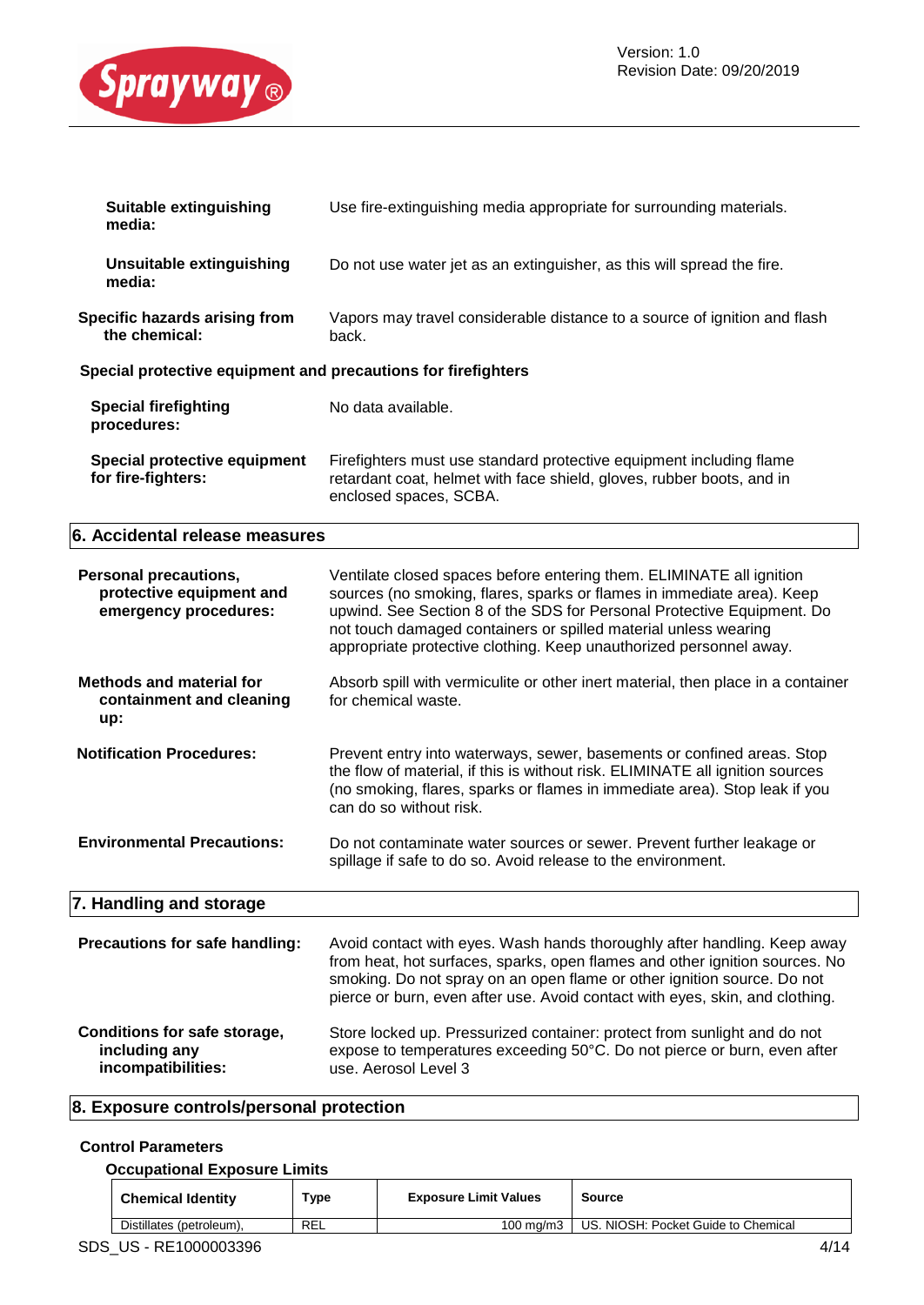| | |
|---|---|
| **Suitable extinguishing media:** | Use fire-extinguishing media appropriate for surrounding materials. |
| **Unsuitable extinguishing media:** | Do not use water jet as an extinguisher, as this will spread the fire. |
| **Specific hazards arising from the chemical:** | Vapors may travel considerable distance to a source of ignition and flash back. |

**Special protective equipment and precautions for firefighters**

| | |
|---|---|
| **Special firefighting procedures:** | No data available. |
| **Special protective equipment for fire-fighters:** | Firefighters must use standard protective equipment including flame retardant coat, helmet with face shield, gloves, rubber boots, and in enclosed spaces, SCBA. |

## 6. Accidental release measures

| | |
|---|---|
| **Personal precautions, protective equipment and emergency procedures:** | Ventilate closed spaces before entering them. ELIMINATE all ignition sources (no smoking, flares, sparks or flames in immediate area). Keep upwind. See Section 8 of the SDS for Personal Protective Equipment. Do not touch damaged containers or spilled material unless wearing appropriate protective clothing. Keep unauthorized personnel away. |
| **Methods and material for containment and cleaning up:** | Absorb spill with vermiculite or other inert material, then place in a container for chemical waste. |
| **Notification Procedures:** | Prevent entry into waterways, sewer, basements or confined areas. Stop the flow of material, if this is without risk. ELIMINATE all ignition sources (no smoking, flares, sparks or flames in immediate area). Stop leak if you can do so without risk. |
| **Environmental Precautions:** | Do not contaminate water sources or sewer. Prevent further leakage or spillage if safe to do so. Avoid release to the environment. |

## 7. Handling and storage

| | |
|---|---|
| **Precautions for safe handling:** | Avoid contact with eyes. Wash hands thoroughly after handling. Keep away from heat, hot surfaces, sparks, open flames and other ignition sources. No smoking. Do not spray on an open flame or other ignition source. Do not pierce or burn, even after use. Avoid contact with eyes, skin, and clothing. |
| **Conditions for safe storage, including any incompatibilities:** | Store locked up. Pressurized container: protect from sunlight and do not expose to temperatures exceeding 50°C. Do not pierce or burn, even after use. Aerosol Level 3 |

## 8. Exposure controls/personal protection

**Control Parameters**

**Occupational Exposure Limits**

| Chemical Identity | Type | Exposure Limit Values | Source |
|---|---|---|---|
| Distillates (petroleum), | REL | 100 mg/m3 | US. NIOSH: Pocket Guide to Chemical |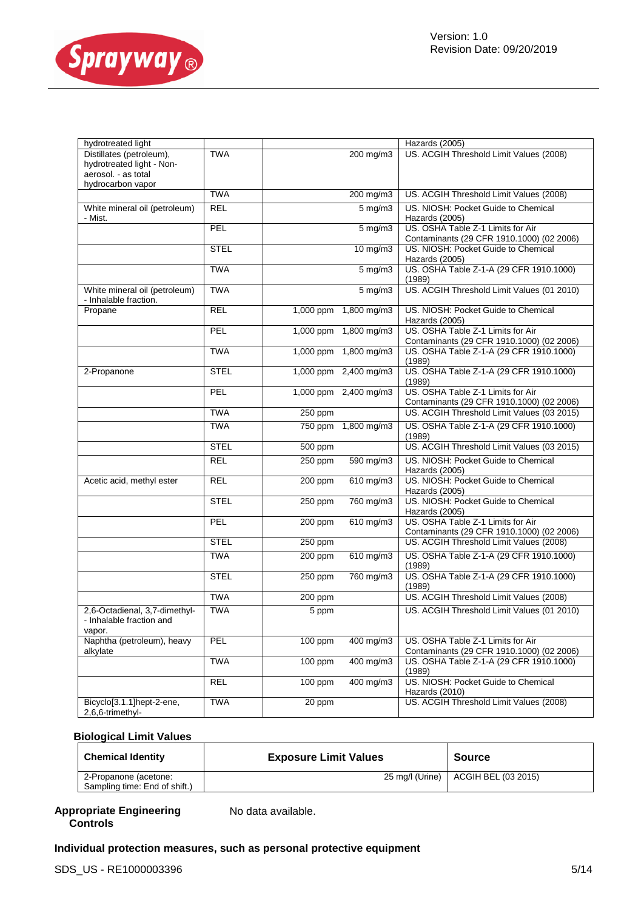| | | | | |
|---|---|---|---|---|
| hydrotreated light | | | | Hazards (2005) |
| Distillates (petroleum), hydrotreated light - Non-aerosol. - as total hydrocarbon vapor | TWA | | 200 mg/m3 | US. ACGIH Threshold Limit Values (2008) |
| | TWA | | 200 mg/m3 | US. ACGIH Threshold Limit Values (2008) |
| White mineral oil (petroleum) - Mist. | REL | | 5 mg/m3 | US. NIOSH: Pocket Guide to Chemical Hazards (2005) |
| | PEL | | 5 mg/m3 | US. OSHA Table Z-1 Limits for Air Contaminants (29 CFR 1910.1000) (02 2006) |
| | STEL | | 10 mg/m3 | US. NIOSH: Pocket Guide to Chemical Hazards (2005) |
| | TWA | | 5 mg/m3 | US. OSHA Table Z-1-A (29 CFR 1910.1000) (1989) |
| White mineral oil (petroleum) - Inhalable fraction. | TWA | | 5 mg/m3 | US. ACGIH Threshold Limit Values (01 2010) |
| Propane | REL | 1,000 ppm | 1,800 mg/m3 | US. NIOSH: Pocket Guide to Chemical Hazards (2005) |
| | PEL | 1,000 ppm | 1,800 mg/m3 | US. OSHA Table Z-1 Limits for Air Contaminants (29 CFR 1910.1000) (02 2006) |
| | TWA | 1,000 ppm | 1,800 mg/m3 | US. OSHA Table Z-1-A (29 CFR 1910.1000) (1989) |
| 2-Propanone | STEL | 1,000 ppm | 2,400 mg/m3 | US. OSHA Table Z-1-A (29 CFR 1910.1000) (1989) |
| | PEL | 1,000 ppm | 2,400 mg/m3 | US. OSHA Table Z-1 Limits for Air Contaminants (29 CFR 1910.1000) (02 2006) |
| | TWA | 250 ppm | | US. ACGIH Threshold Limit Values (03 2015) |
| | TWA | 750 ppm | 1,800 mg/m3 | US. OSHA Table Z-1-A (29 CFR 1910.1000) (1989) |
| | STEL | 500 ppm | | US. ACGIH Threshold Limit Values (03 2015) |
| | REL | 250 ppm | 590 mg/m3 | US. NIOSH: Pocket Guide to Chemical Hazards (2005) |
| Acetic acid, methyl ester | REL | 200 ppm | 610 mg/m3 | US. NIOSH: Pocket Guide to Chemical Hazards (2005) |
| | STEL | 250 ppm | 760 mg/m3 | US. NIOSH: Pocket Guide to Chemical Hazards (2005) |
| | PEL | 200 ppm | 610 mg/m3 | US. OSHA Table Z-1 Limits for Air Contaminants (29 CFR 1910.1000) (02 2006) |
| | STEL | 250 ppm | | US. ACGIH Threshold Limit Values (2008) |
| | TWA | 200 ppm | 610 mg/m3 | US. OSHA Table Z-1-A (29 CFR 1910.1000) (1989) |
| | STEL | 250 ppm | 760 mg/m3 | US. OSHA Table Z-1-A (29 CFR 1910.1000) (1989) |
| | TWA | 200 ppm | | US. ACGIH Threshold Limit Values (2008) |
| 2,6-Octadienal, 3,7-dimethyl- - Inhalable fraction and vapor. | TWA | 5 ppm | | US. ACGIH Threshold Limit Values (01 2010) |
| Naphtha (petroleum), heavy alkylate | PEL | 100 ppm | 400 mg/m3 | US. OSHA Table Z-1 Limits for Air Contaminants (29 CFR 1910.1000) (02 2006) |
| | TWA | 100 ppm | 400 mg/m3 | US. OSHA Table Z-1-A (29 CFR 1910.1000) (1989) |
| | REL | 100 ppm | 400 mg/m3 | US. NIOSH: Pocket Guide to Chemical Hazards (2010) |
| Bicyclo[3.1.1]hept-2-ene, 2,6,6-trimethyl- | TWA | 20 ppm | | US. ACGIH Threshold Limit Values (2008) |

**Biological Limit Values**

| Chemical Identity | Exposure Limit Values | Source |
|---|---|---|
| 2-Propanone (acetone: Sampling time: End of shift.) | 25 mg/l (Urine) | ACGIH BEL (03 2015) |

**Appropriate Engineering Controls** No data available.

**Individual protection measures, such as personal protective equipment**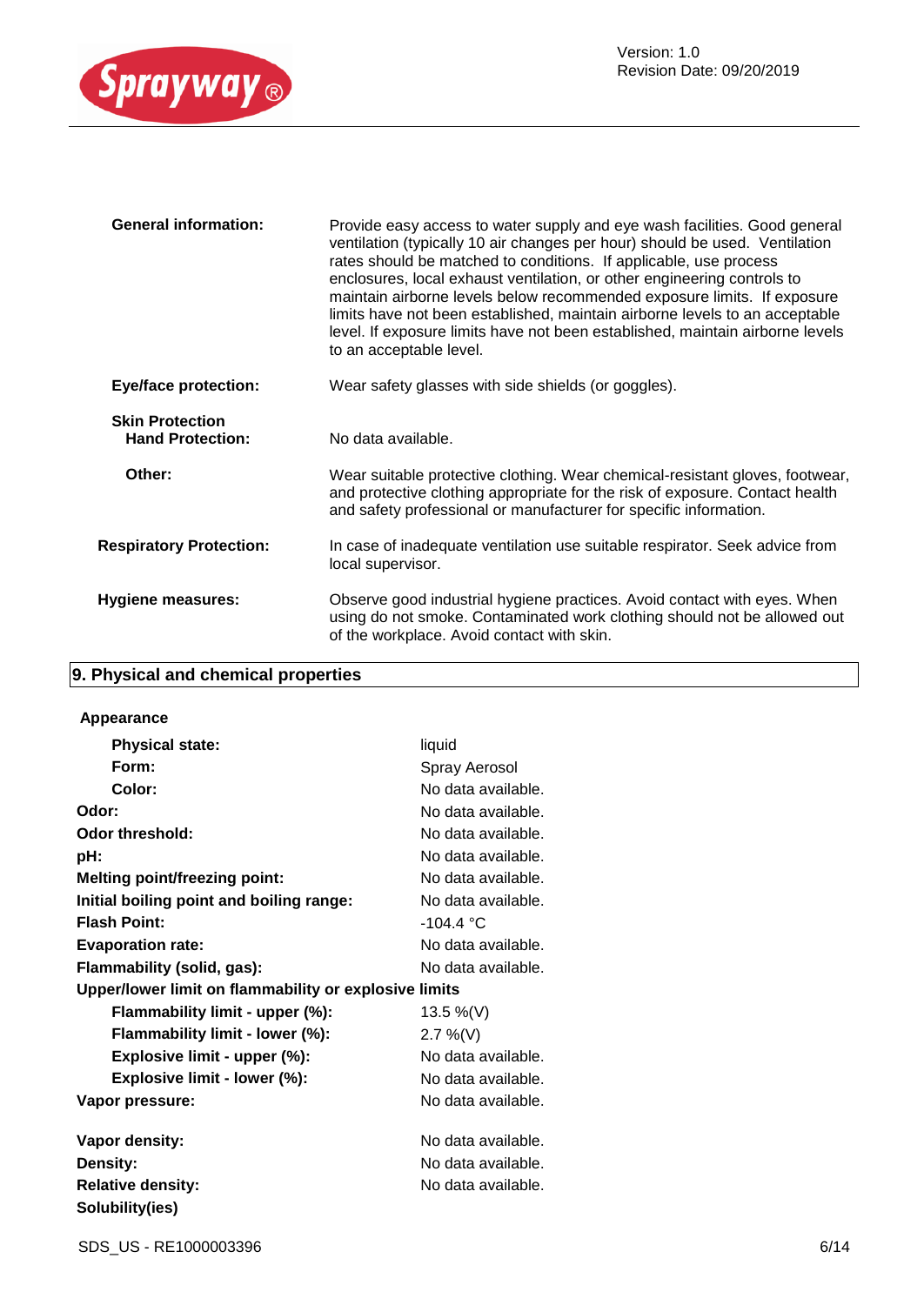| | |
|---|---|
| **General information:** | Provide easy access to water supply and eye wash facilities. Good general ventilation (typically 10 air changes per hour) should be used. Ventilation rates should be matched to conditions. If applicable, use process enclosures, local exhaust ventilation, or other engineering controls to maintain airborne levels below recommended exposure limits. If exposure limits have not been established, maintain airborne levels to an acceptable level. If exposure limits have not been established, maintain airborne levels to an acceptable level. |
| **Eye/face protection:** | Wear safety glasses with side shields (or goggles). |
| **Skin Protection** | |
| **Hand Protection:** | No data available. |
| **Other:** | Wear suitable protective clothing. Wear chemical-resistant gloves, footwear, and protective clothing appropriate for the risk of exposure. Contact health and safety professional or manufacturer for specific information. |
| **Respiratory Protection:** | In case of inadequate ventilation use suitable respirator. Seek advice from local supervisor. |
| **Hygiene measures:** | Observe good industrial hygiene practices. Avoid contact with eyes. When using do not smoke. Contaminated work clothing should not be allowed out of the workplace. Avoid contact with skin. |

## 9. Physical and chemical properties

**Appearance**

| | |
|---|---|
| **Physical state:** | liquid |
| **Form:** | Spray Aerosol |
| **Color:** | No data available. |
| **Odor:** | No data available. |
| **Odor threshold:** | No data available. |
| **pH:** | No data available. |
| **Melting point/freezing point:** | No data available. |
| **Initial boiling point and boiling range:** | No data available. |
| **Flash Point:** | -104.4 °C |
| **Evaporation rate:** | No data available. |
| **Flammability (solid, gas):** | No data available. |
| **Upper/lower limit on flammability or explosive limits** | |
| **Flammability limit - upper (%):** | 13.5 %(V) |
| **Flammability limit - lower (%):** | 2.7 %(V) |
| **Explosive limit - upper (%):** | No data available. |
| **Explosive limit - lower (%):** | No data available. |
| **Vapor pressure:** | No data available. |
| **Vapor density:** | No data available. |
| **Density:** | No data available. |
| **Relative density:** | No data available. |
| **Solubility(ies)** | |

SDS_US - RE1000003396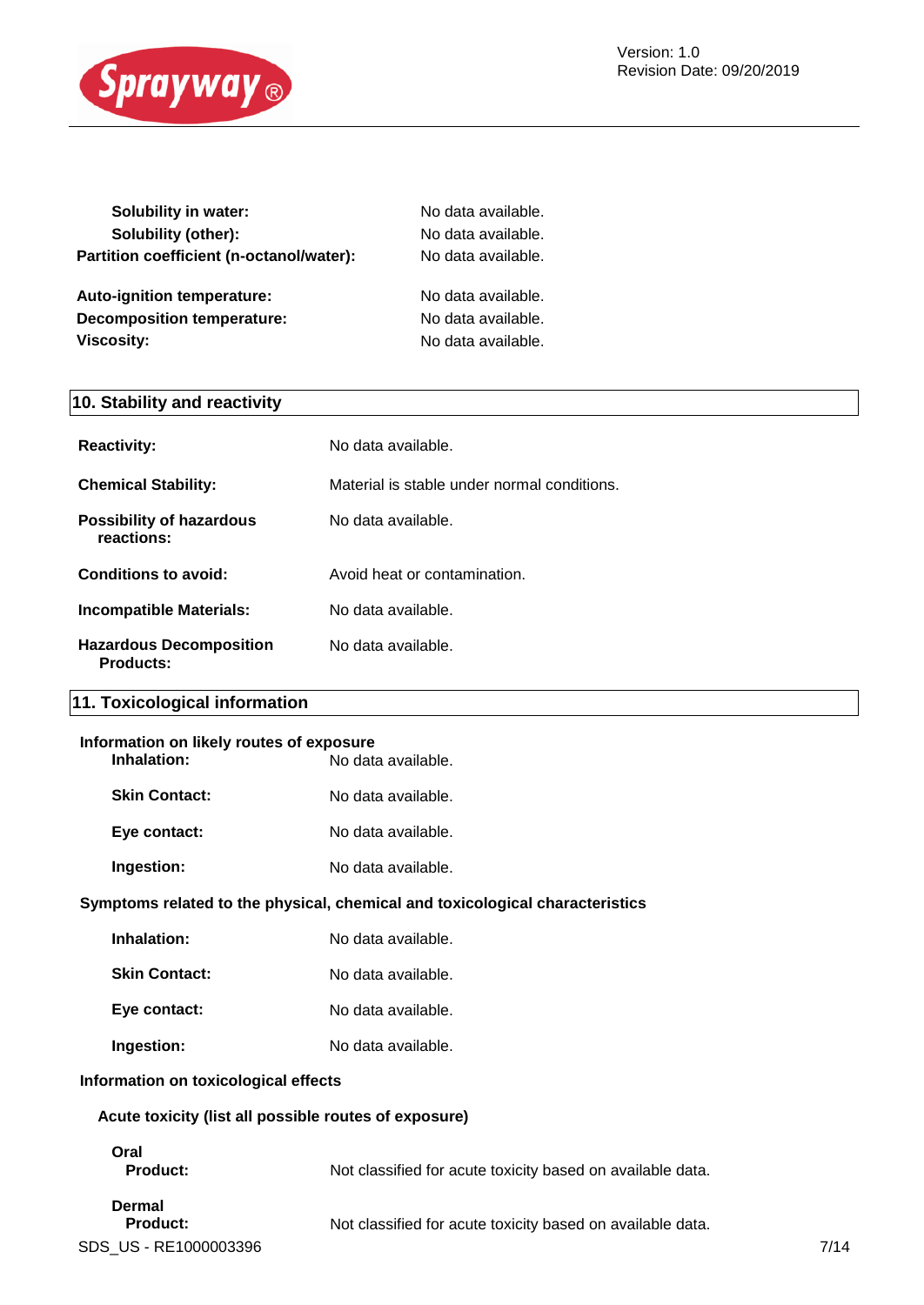| | |
|---|---|
| **Solubility in water:** | No data available. |
| **Solubility (other):** | No data available. |
| **Partition coefficient (n-octanol/water):** | No data available. |
| **Auto-ignition temperature:** | No data available. |
| **Decomposition temperature:** | No data available. |
| **Viscosity:** | No data available. |

## 10. Stability and reactivity

| | |
|---|---|
| **Reactivity:** | No data available. |
| **Chemical Stability:** | Material is stable under normal conditions. |
| **Possibility of hazardous reactions:** | No data available. |
| **Conditions to avoid:** | Avoid heat or contamination. |
| **Incompatible Materials:** | No data available. |
| **Hazardous Decomposition Products:** | No data available. |

## 11. Toxicological information

**Information on likely routes of exposure**

| | |
|---|---|
| **Inhalation:** | No data available. |
| **Skin Contact:** | No data available. |
| **Eye contact:** | No data available. |
| **Ingestion:** | No data available. |

**Symptoms related to the physical, chemical and toxicological characteristics**

| | |
|---|---|
| **Inhalation:** | No data available. |
| **Skin Contact:** | No data available. |
| **Eye contact:** | No data available. |
| **Ingestion:** | No data available. |

**Information on toxicological effects**

**Acute toxicity (list all possible routes of exposure)**

**Oral**
**Product:** Not classified for acute toxicity based on available data.

**Dermal**
**Product:** Not classified for acute toxicity based on available data.

SDS_US - RE1000003396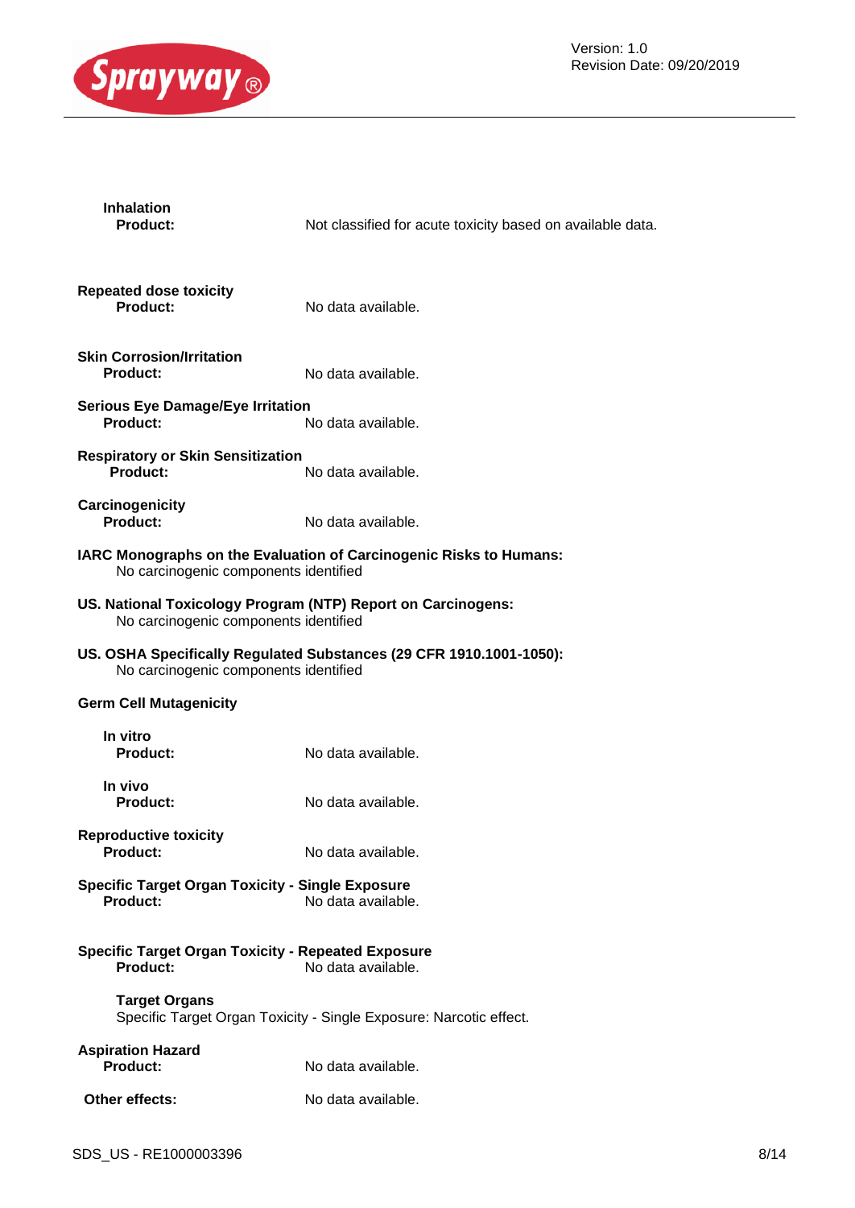**Inhalation**

**Product:** Not classified for acute toxicity based on available data.

**Repeated dose toxicity**

**Product:** No data available.

**Skin Corrosion/Irritation**

**Product:** No data available.

**Serious Eye Damage/Eye Irritation**

**Product:** No data available.

**Respiratory or Skin Sensitization**

**Product:** No data available.

**Carcinogenicity**

**Product:** No data available.

**IARC Monographs on the Evaluation of Carcinogenic Risks to Humans:**
No carcinogenic components identified

**US. National Toxicology Program (NTP) Report on Carcinogens:**
No carcinogenic components identified

**US. OSHA Specifically Regulated Substances (29 CFR 1910.1001-1050):**
No carcinogenic components identified

**Germ Cell Mutagenicity**

**In vitro**

**Product:** No data available.

**In vivo**

**Product:** No data available.

**Reproductive toxicity**

**Product:** No data available.

**Specific Target Organ Toxicity - Single Exposure**

**Product:** No data available.

**Specific Target Organ Toxicity - Repeated Exposure**

**Product:** No data available.

**Target Organs**

Specific Target Organ Toxicity - Single Exposure: Narcotic effect.

**Aspiration Hazard**

**Product:** No data available.

**Other effects:** No data available.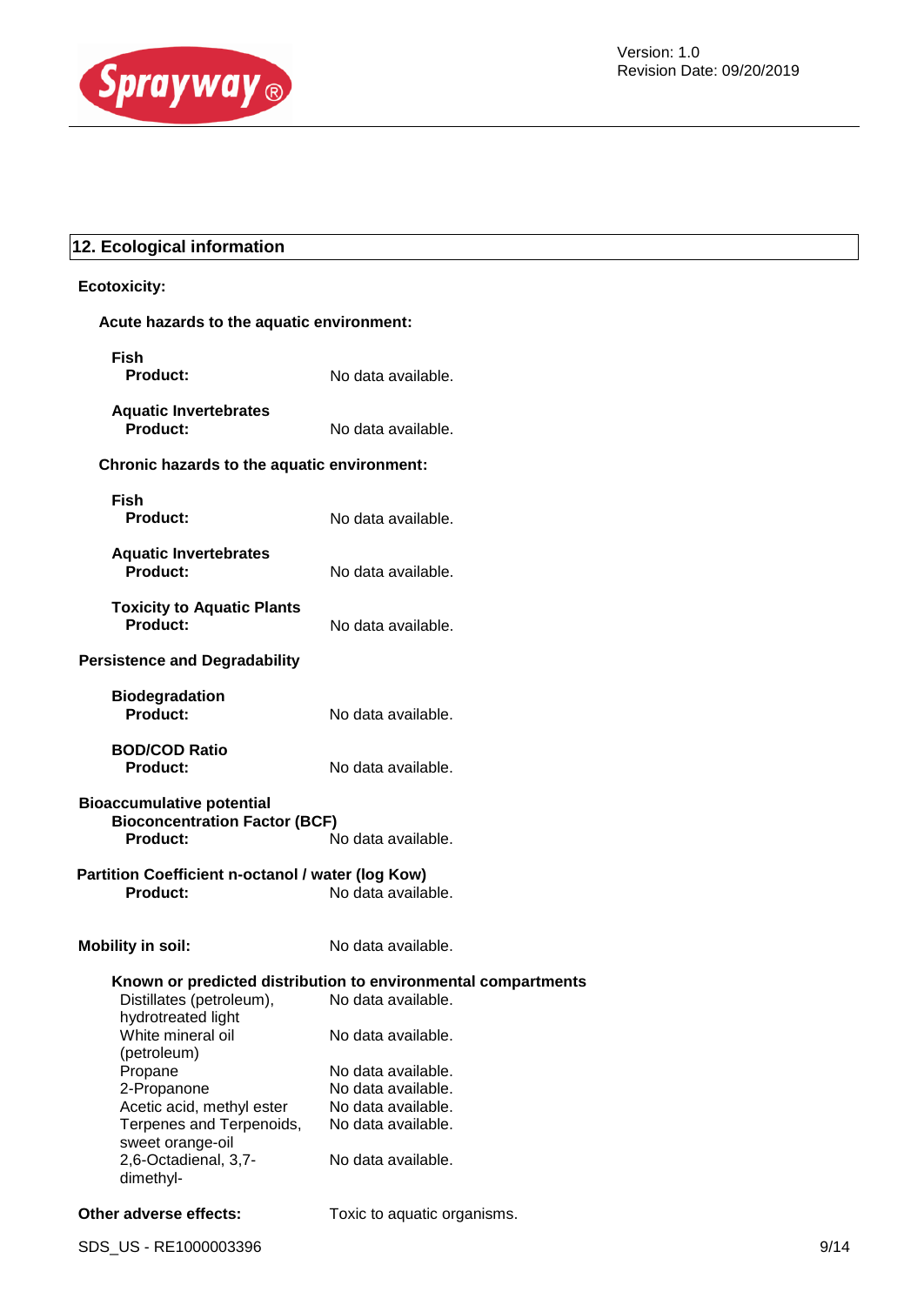## 12. Ecological information

**Ecotoxicity:**

**Acute hazards to the aquatic environment:**

**Fish**

**Product:** No data available.

**Aquatic Invertebrates**

**Product:** No data available.

**Chronic hazards to the aquatic environment:**

**Fish**

**Product:** No data available.

**Aquatic Invertebrates**

**Product:** No data available.

**Toxicity to Aquatic Plants**

**Product:** No data available.

**Persistence and Degradability**

**Biodegradation**

**Product:** No data available.

**BOD/COD Ratio**

**Product:** No data available.

**Bioaccumulative potential**

**Bioconcentration Factor (BCF)**

**Product:** No data available.

**Partition Coefficient n-octanol / water (log Kow)**

**Product:** No data available.

**Mobility in soil:** No data available.

**Known or predicted distribution to environmental compartments**

| | |
|---|---|
| Distillates (petroleum), hydrotreated light | No data available. |
| White mineral oil (petroleum) | No data available. |
| Propane | No data available. |
| 2-Propanone | No data available. |
| Acetic acid, methyl ester | No data available. |
| Terpenes and Terpenoids, sweet orange-oil | No data available. |
| 2,6-Octadienal, 3,7-dimethyl- | No data available. |

**Other adverse effects:** Toxic to aquatic organisms.

SDS_US - RE1000003396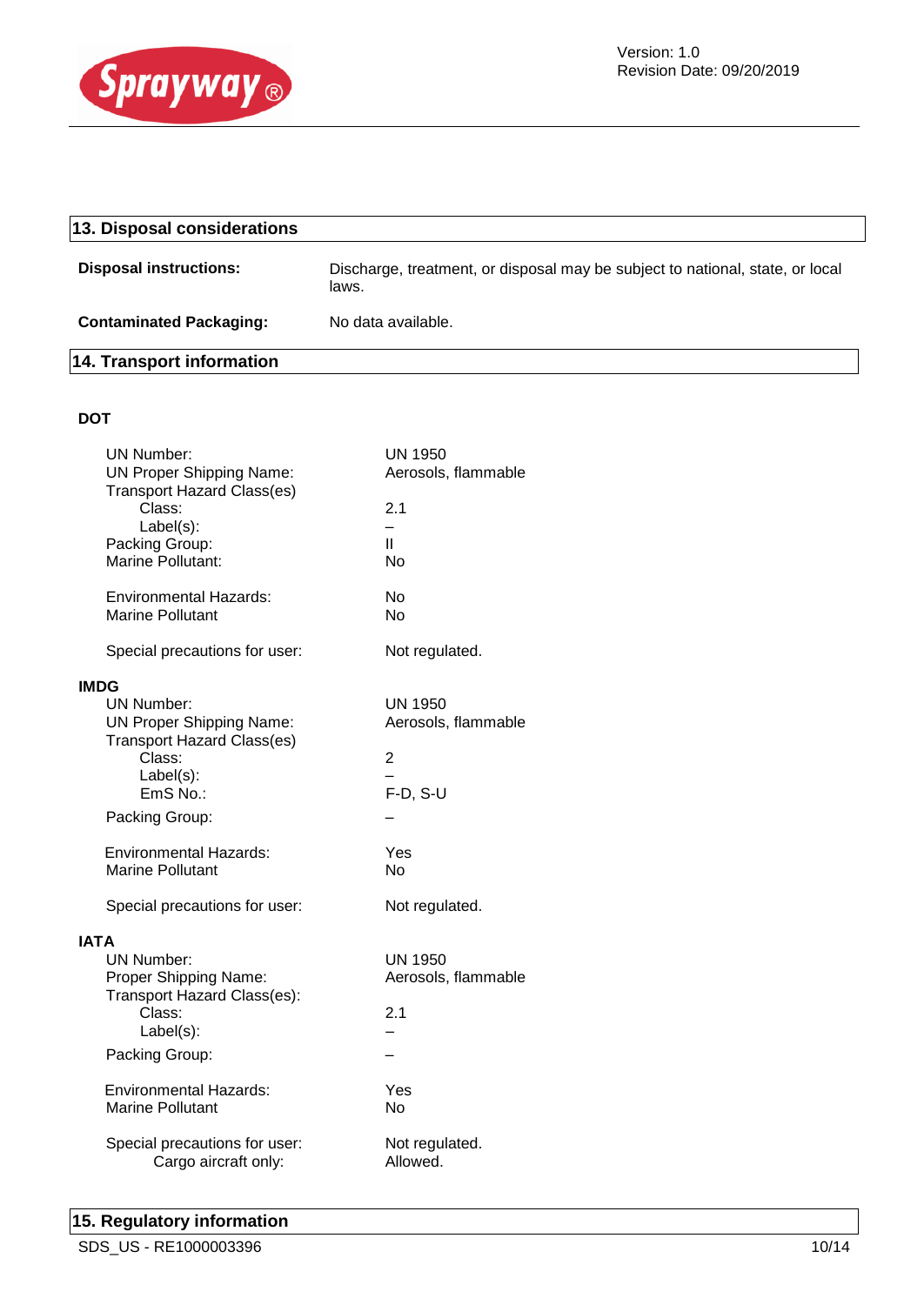## 13. Disposal considerations

| | |
|---|---|
| **Disposal instructions:** | Discharge, treatment, or disposal may be subject to national, state, or local laws. |
| **Contaminated Packaging:** | No data available. |

## 14. Transport information

**DOT**

| | |
|---|---|
| UN Number: | UN 1950 |
| UN Proper Shipping Name: | Aerosols, flammable |
| Transport Hazard Class(es) | |
| Class: | 2.1 |
| Label(s): | – |
| Packing Group: | II |
| Marine Pollutant: | No |
| Environmental Hazards: | No |
| Marine Pollutant | No |
| Special precautions for user: | Not regulated. |

**IMDG**

| | |
|---|---|
| UN Number: | UN 1950 |
| UN Proper Shipping Name: | Aerosols, flammable |
| Transport Hazard Class(es) | |
| Class: | 2 |
| Label(s): | – |
| EmS No.: | F-D, S-U |
| Packing Group: | – |
| Environmental Hazards: | Yes |
| Marine Pollutant | No |
| Special precautions for user: | Not regulated. |

**IATA**

| | |
|---|---|
| UN Number: | UN 1950 |
| Proper Shipping Name: | Aerosols, flammable |
| Transport Hazard Class(es): | |
| Class: | 2.1 |
| Label(s): | – |
| Packing Group: | – |
| Environmental Hazards: | Yes |
| Marine Pollutant | No |
| Special precautions for user: | Not regulated. |
| Cargo aircraft only: | Allowed. |

## 15. Regulatory information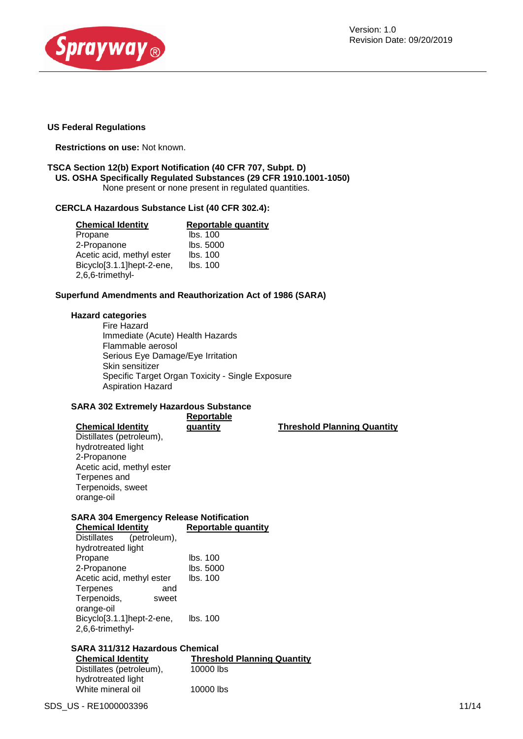## US Federal Regulations

**Restrictions on use:** Not known.

**TSCA Section 12(b) Export Notification (40 CFR 707, Subpt. D)**
**US. OSHA Specifically Regulated Substances (29 CFR 1910.1001-1050)**
None present or none present in regulated quantities.

**CERCLA Hazardous Substance List (40 CFR 302.4):**

| Chemical Identity | Reportable quantity |
|---|---|
| Propane | lbs. 100 |
| 2-Propanone | lbs. 5000 |
| Acetic acid, methyl ester | lbs. 100 |
| Bicyclo[3.1.1]hept-2-ene, 2,6,6-trimethyl- | lbs. 100 |

**Superfund Amendments and Reauthorization Act of 1986 (SARA)**

**Hazard categories**

Fire Hazard
Immediate (Acute) Health Hazards
Flammable aerosol
Serious Eye Damage/Eye Irritation
Skin sensitizer
Specific Target Organ Toxicity - Single Exposure
Aspiration Hazard

**SARA 302 Extremely Hazardous Substance**

| Chemical Identity | Reportable quantity | Threshold Planning Quantity |
|---|---|---|
| Distillates (petroleum), hydrotreated light | | |
| 2-Propanone | | |
| Acetic acid, methyl ester | | |
| Terpenes and Terpenoids, sweet orange-oil | | |

**SARA 304 Emergency Release Notification**

| Chemical Identity | Reportable quantity |
|---|---|
| Distillates (petroleum), hydrotreated light | |
| Propane | lbs. 100 |
| 2-Propanone | lbs. 5000 |
| Acetic acid, methyl ester | lbs. 100 |
| Terpenes and Terpenoids, sweet orange-oil | |
| Bicyclo[3.1.1]hept-2-ene, 2,6,6-trimethyl- | lbs. 100 |

**SARA 311/312 Hazardous Chemical**

| Chemical Identity | Threshold Planning Quantity |
|---|---|
| Distillates (petroleum), hydrotreated light | 10000 lbs |
| White mineral oil | 10000 lbs |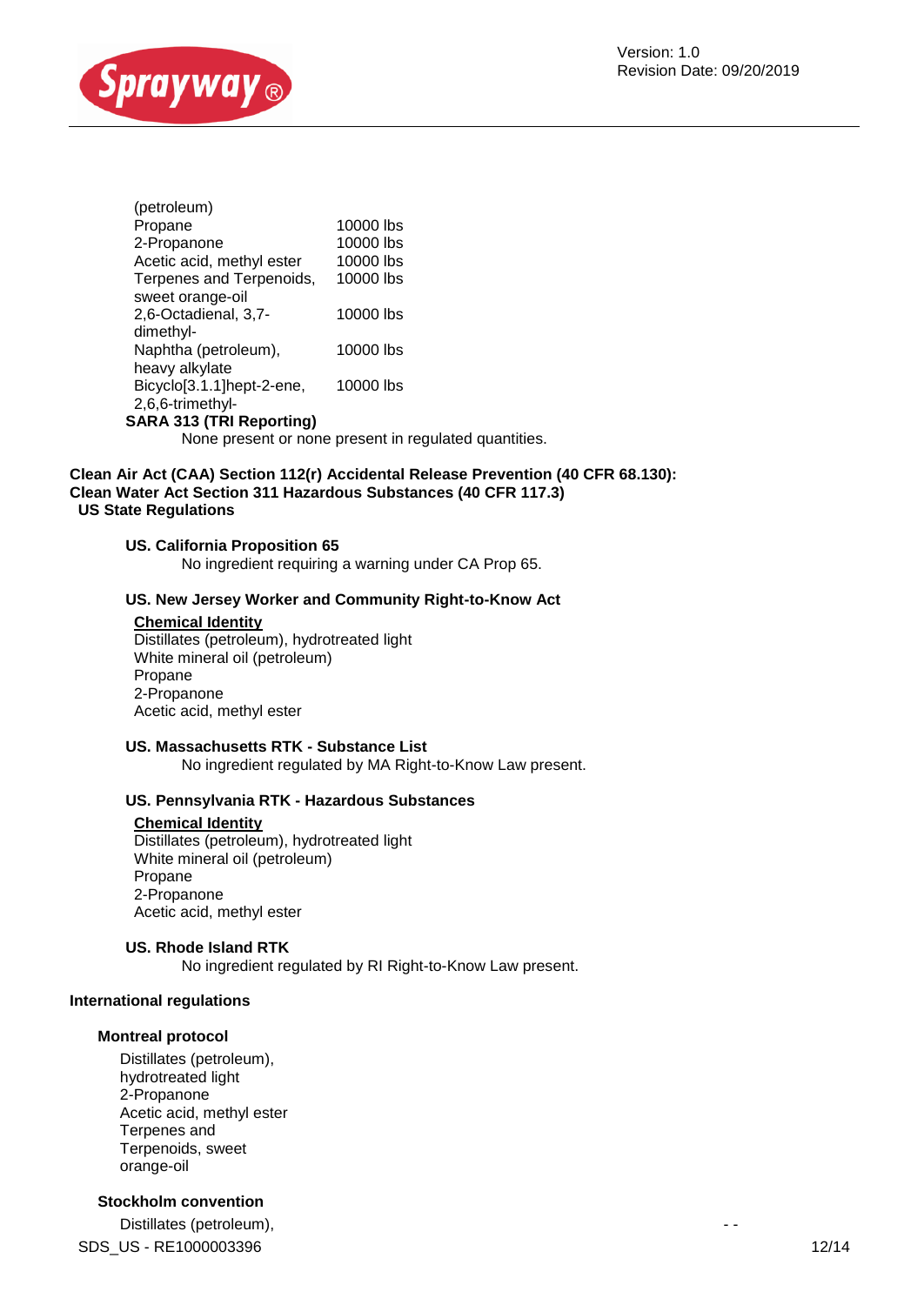| | |
|---|---|
| (petroleum) | |
| Propane | 10000 lbs |
| 2-Propanone | 10000 lbs |
| Acetic acid, methyl ester | 10000 lbs |
| Terpenes and Terpenoids, sweet orange-oil | 10000 lbs |
| 2,6-Octadienal, 3,7-dimethyl- | 10000 lbs |
| Naphtha (petroleum), heavy alkylate | 10000 lbs |
| Bicyclo[3.1.1]hept-2-ene, 2,6,6-trimethyl- | 10000 lbs |

**SARA 313 (TRI Reporting)**

None present or none present in regulated quantities.

**Clean Air Act (CAA) Section 112(r) Accidental Release Prevention (40 CFR 68.130):**
**Clean Water Act Section 311 Hazardous Substances (40 CFR 117.3)**

**US State Regulations**

**US. California Proposition 65**

No ingredient requiring a warning under CA Prop 65.

**US. New Jersey Worker and Community Right-to-Know Act**

**Chemical Identity**
Distillates (petroleum), hydrotreated light
White mineral oil (petroleum)
Propane
2-Propanone
Acetic acid, methyl ester

**US. Massachusetts RTK - Substance List**

No ingredient regulated by MA Right-to-Know Law present.

**US. Pennsylvania RTK - Hazardous Substances**

**Chemical Identity**
Distillates (petroleum), hydrotreated light
White mineral oil (petroleum)
Propane
2-Propanone
Acetic acid, methyl ester

**US. Rhode Island RTK**

No ingredient regulated by RI Right-to-Know Law present.

**International regulations**

**Montreal protocol**

Distillates (petroleum), hydrotreated light
2-Propanone
Acetic acid, methyl ester
Terpenes and Terpenoids, sweet orange-oil

**Stockholm convention**

Distillates (petroleum),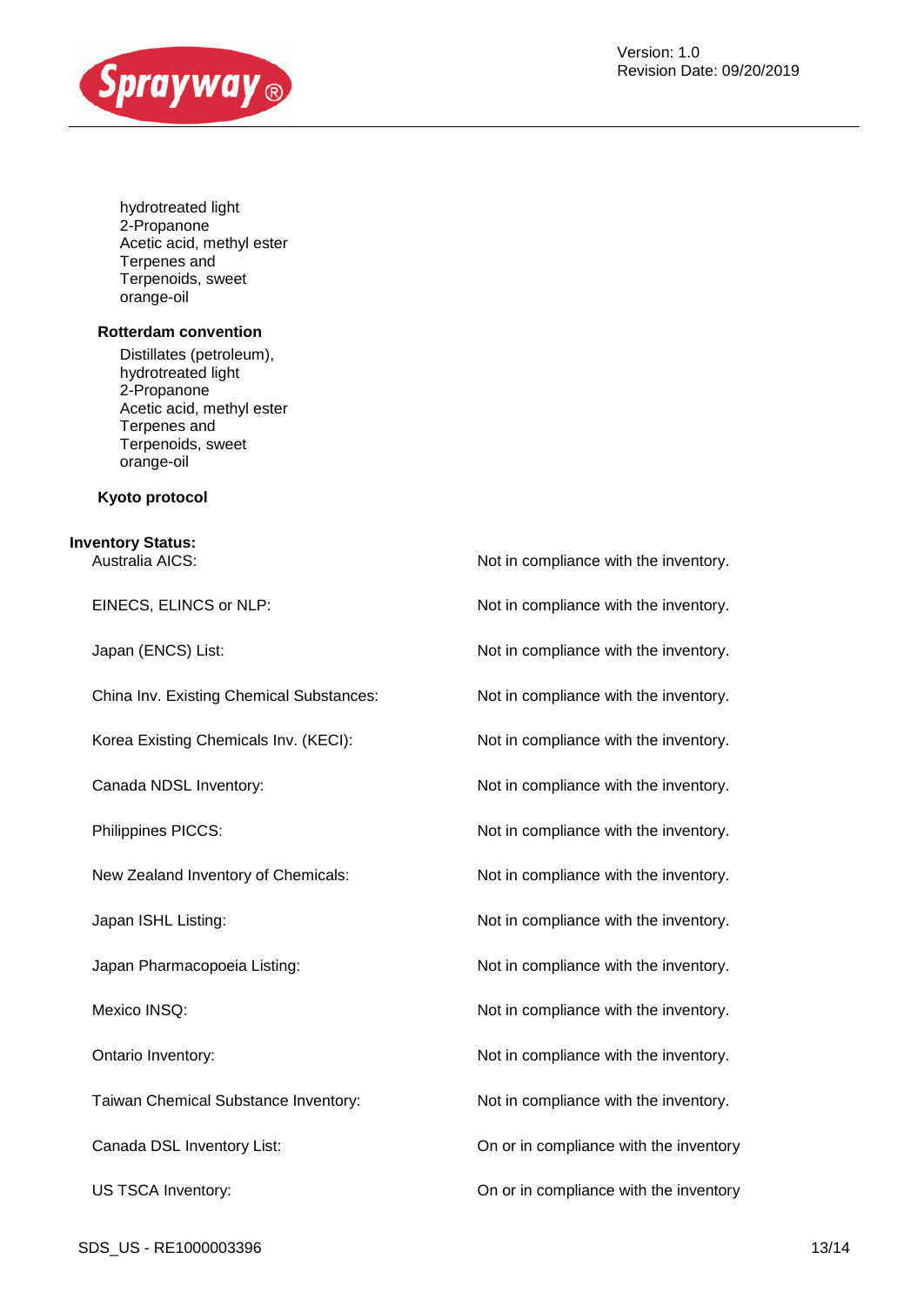hydrotreated light
2-Propanone
Acetic acid, methyl ester
Terpenes and Terpenoids, sweet orange-oil

**Rotterdam convention**

Distillates (petroleum), hydrotreated light
2-Propanone
Acetic acid, methyl ester
Terpenes and Terpenoids, sweet orange-oil

**Kyoto protocol**

**Inventory Status:**

| | |
|---|---|
| Australia AICS: | Not in compliance with the inventory. |
| EINECS, ELINCS or NLP: | Not in compliance with the inventory. |
| Japan (ENCS) List: | Not in compliance with the inventory. |
| China Inv. Existing Chemical Substances: | Not in compliance with the inventory. |
| Korea Existing Chemicals Inv. (KECI): | Not in compliance with the inventory. |
| Canada NDSL Inventory: | Not in compliance with the inventory. |
| Philippines PICCS: | Not in compliance with the inventory. |
| New Zealand Inventory of Chemicals: | Not in compliance with the inventory. |
| Japan ISHL Listing: | Not in compliance with the inventory. |
| Japan Pharmacopoeia Listing: | Not in compliance with the inventory. |
| Mexico INSQ: | Not in compliance with the inventory. |
| Ontario Inventory: | Not in compliance with the inventory. |
| Taiwan Chemical Substance Inventory: | Not in compliance with the inventory. |
| Canada DSL Inventory List: | On or in compliance with the inventory |
| US TSCA Inventory: | On or in compliance with the inventory |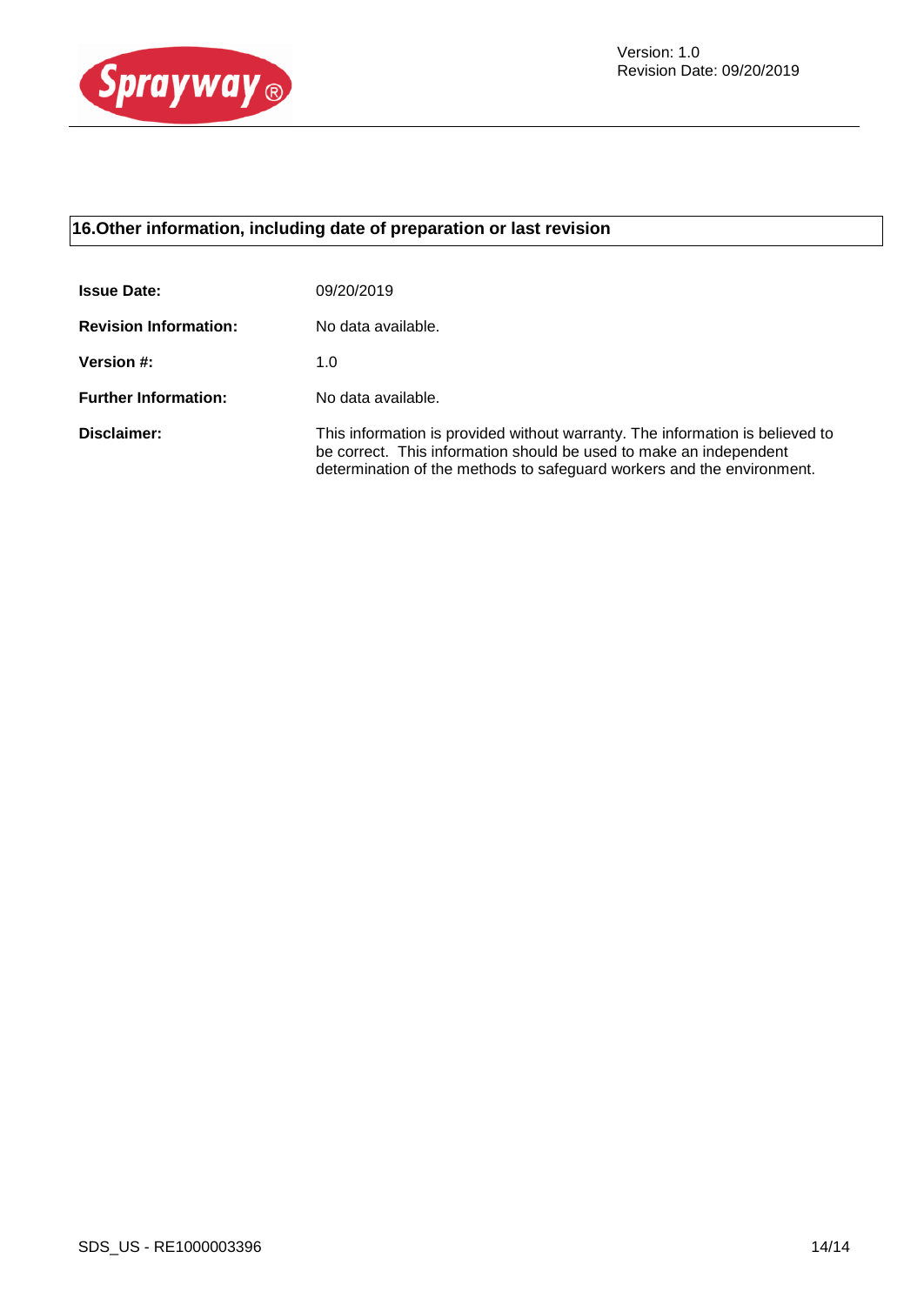## 16.Other information, including date of preparation or last revision

| | |
|---|---|
| **Issue Date:** | 09/20/2019 |
| **Revision Information:** | No data available. |
| **Version #:** | 1.0 |
| **Further Information:** | No data available. |
| **Disclaimer:** | This information is provided without warranty. The information is believed to be correct. This information should be used to make an independent determination of the methods to safeguard workers and the environment. |